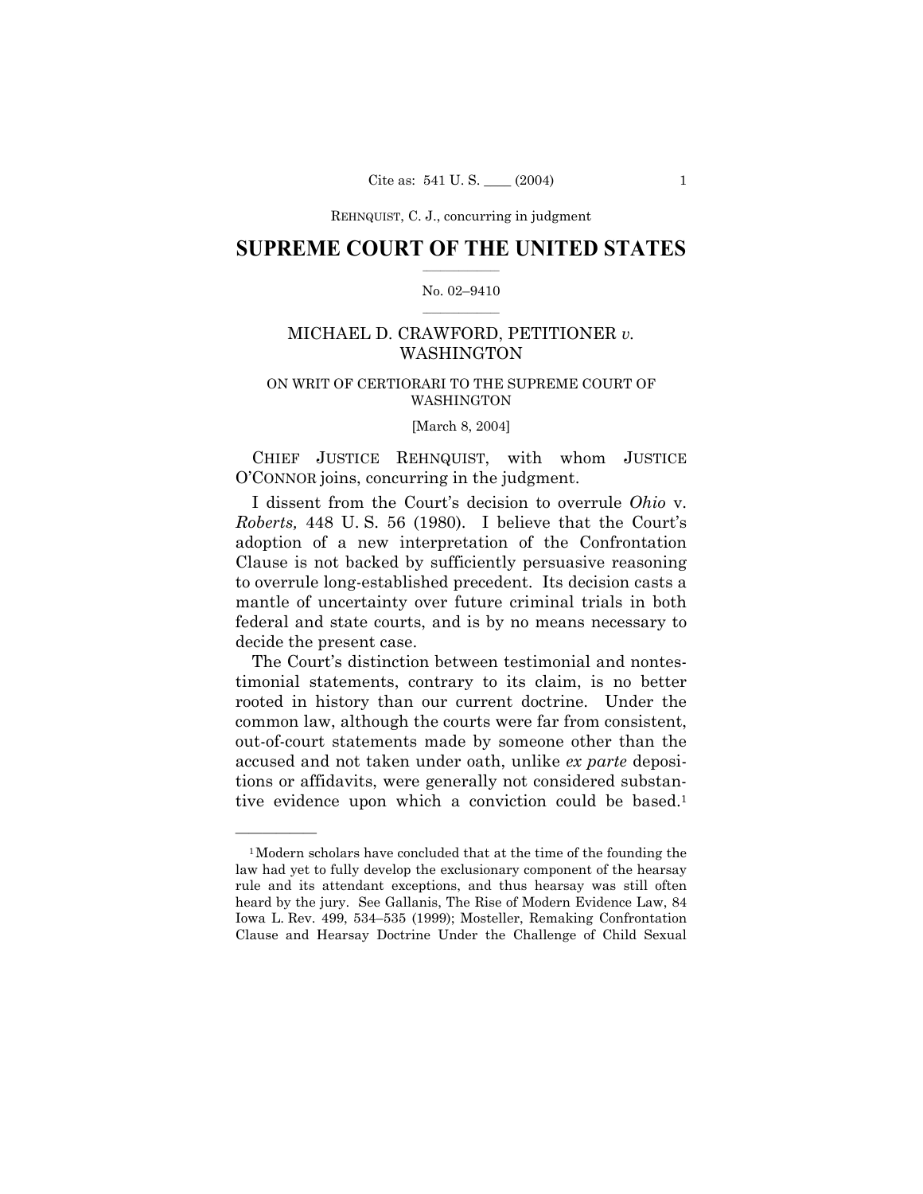# SUPREME COURT OF THE UNITED STATES

No. 02–9410

MICHAEL D. CRAWFORD, PETITIONER *v.* WASHINGTON

ON WRIT OF CERTIORARI TO THE SUPREME COURT OF WASHINGTON

[March 8, 2004]

CHIEF JUSTICE REHNQUIST, with whom JUSTICE O'CONNOR joins, concurring in the judgment.

I dissent from the Court's decision to overrule *Ohio* v. *Roberts,* 448 U. S. 56 (1980). I believe that the Court's adoption of a new interpretation of the Confrontation Clause is not backed by sufficiently persuasive reasoning to overrule long-established precedent. Its decision casts a mantle of uncertainty over future criminal trials in both federal and state courts, and is by no means necessary to decide the present case.

The Court's distinction between testimonial and nontestimonial statements, contrary to its claim, is no better rooted in history than our current doctrine. Under the common law, although the courts were far from consistent, out-of-court statements made by someone other than the accused and not taken under oath, unlike *ex parte* depositions or affidavits, were generally not considered substantive evidence upon which a conviction could be based.[1]

---

[1] Modern scholars have concluded that at the time of the founding the law had yet to fully develop the exclusionary component of the hearsay rule and its attendant exceptions, and thus hearsay was still often heard by the jury. See Gallanis, The Rise of Modern Evidence Law, 84 Iowa L. Rev. 499, 534–535 (1999); Mosteller, Remaking Confrontation Clause and Hearsay Doctrine Under the Challenge of Child Sexual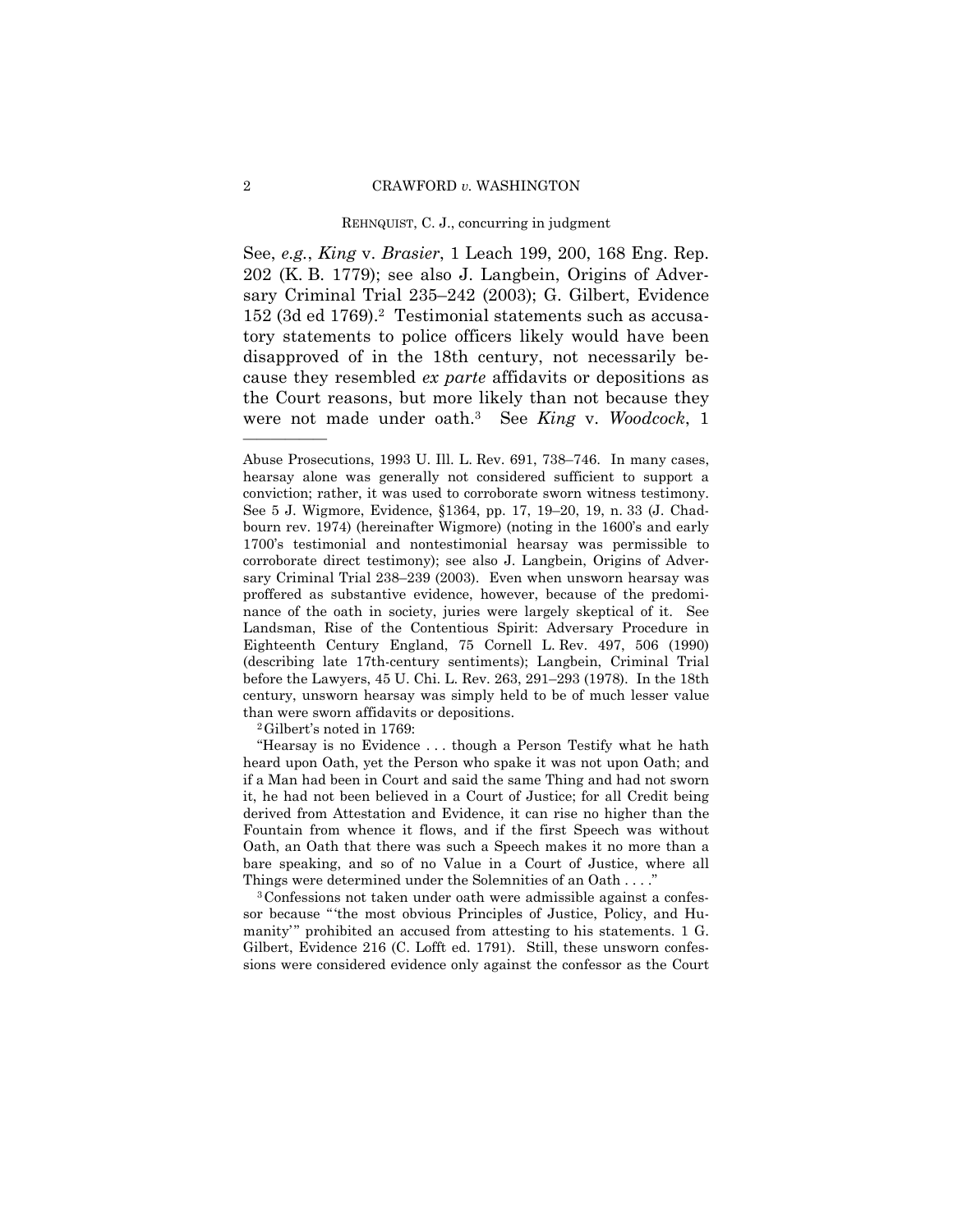See, *e.g.*, *King* v. *Brasier*, 1 Leach 199, 200, 168 Eng. Rep. 202 (K. B. 1779); see also J. Langbein, Origins of Adversary Criminal Trial 235–242 (2003); G. Gilbert, Evidence 152 (3d ed 1769).[2] Testimonial statements such as accusatory statements to police officers likely would have been disapproved of in the 18th century, not necessarily because they resembled *ex parte* affidavits or depositions as the Court reasons, but more likely than not because they were not made under oath.[3] See *King* v. *Woodcock*, 1

---

Abuse Prosecutions, 1993 U. Ill. L. Rev. 691, 738–746. In many cases, hearsay alone was generally not considered sufficient to support a conviction; rather, it was used to corroborate sworn witness testimony. See 5 J. Wigmore, Evidence, §1364, pp. 17, 19–20, 19, n. 33 (J. Chadbourn rev. 1974) (hereinafter Wigmore) (noting in the 1600's and early 1700's testimonial and nontestimonial hearsay was permissible to corroborate direct testimony); see also J. Langbein, Origins of Adversary Criminal Trial 238–239 (2003). Even when unsworn hearsay was proffered as substantive evidence, however, because of the predominance of the oath in society, juries were largely skeptical of it. See Landsman, Rise of the Contentious Spirit: Adversary Procedure in Eighteenth Century England, 75 Cornell L. Rev. 497, 506 (1990) (describing late 17th-century sentiments); Langbein, Criminal Trial before the Lawyers, 45 U. Chi. L. Rev. 263, 291–293 (1978). In the 18th century, unsworn hearsay was simply held to be of much lesser value than were sworn affidavits or depositions.

[2] Gilbert's noted in 1769:

"Hearsay is no Evidence . . . though a Person Testify what he hath heard upon Oath, yet the Person who spake it was not upon Oath; and if a Man had been in Court and said the same Thing and had not sworn it, he had not been believed in a Court of Justice; for all Credit being derived from Attestation and Evidence, it can rise no higher than the Fountain from whence it flows, and if the first Speech was without Oath, an Oath that there was such a Speech makes it no more than a bare speaking, and so of no Value in a Court of Justice, where all Things were determined under the Solemnities of an Oath . . . ."

[3] Confessions not taken under oath were admissible against a confessor because "'the most obvious Principles of Justice, Policy, and Humanity'" prohibited an accused from attesting to his statements. 1 G. Gilbert, Evidence 216 (C. Lofft ed. 1791). Still, these unsworn confessions were considered evidence only against the confessor as the Court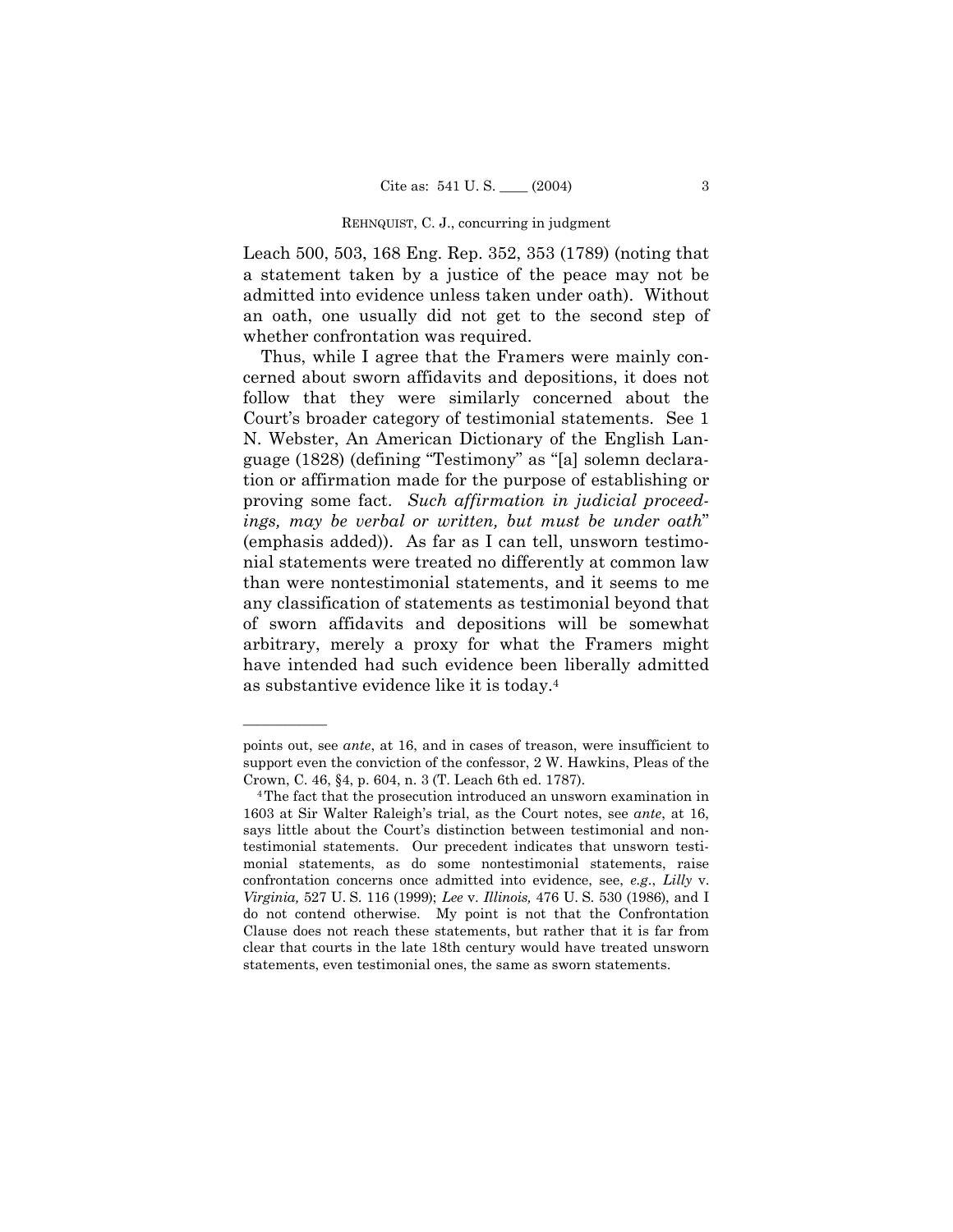Leach 500, 503, 168 Eng. Rep. 352, 353 (1789) (noting that a statement taken by a justice of the peace may not be admitted into evidence unless taken under oath). Without an oath, one usually did not get to the second step of whether confrontation was required.

Thus, while I agree that the Framers were mainly concerned about sworn affidavits and depositions, it does not follow that they were similarly concerned about the Court's broader category of testimonial statements. See 1 N. Webster, An American Dictionary of the English Language (1828) (defining "Testimony" as "[a] solemn declaration or affirmation made for the purpose of establishing or proving some fact. *Such affirmation in judicial proceedings, may be verbal or written, but must be under oath*" (emphasis added)). As far as I can tell, unsworn testimonial statements were treated no differently at common law than were nontestimonial statements, and it seems to me any classification of statements as testimonial beyond that of sworn affidavits and depositions will be somewhat arbitrary, merely a proxy for what the Framers might have intended had such evidence been liberally admitted as substantive evidence like it is today.[4]

---

points out, see *ante*, at 16, and in cases of treason, were insufficient to support even the conviction of the confessor, 2 W. Hawkins, Pleas of the Crown, C. 46, §4, p. 604, n. 3 (T. Leach 6th ed. 1787).

[4] The fact that the prosecution introduced an unsworn examination in 1603 at Sir Walter Raleigh's trial, as the Court notes, see *ante*, at 16, says little about the Court's distinction between testimonial and nontestimonial statements. Our precedent indicates that unsworn testimonial statements, as do some nontestimonial statements, raise confrontation concerns once admitted into evidence, see, *e.g.*, *Lilly* v. *Virginia,* 527 U. S. 116 (1999); *Lee* v. *Illinois,* 476 U. S. 530 (1986), and I do not contend otherwise. My point is not that the Confrontation Clause does not reach these statements, but rather that it is far from clear that courts in the late 18th century would have treated unsworn statements, even testimonial ones, the same as sworn statements.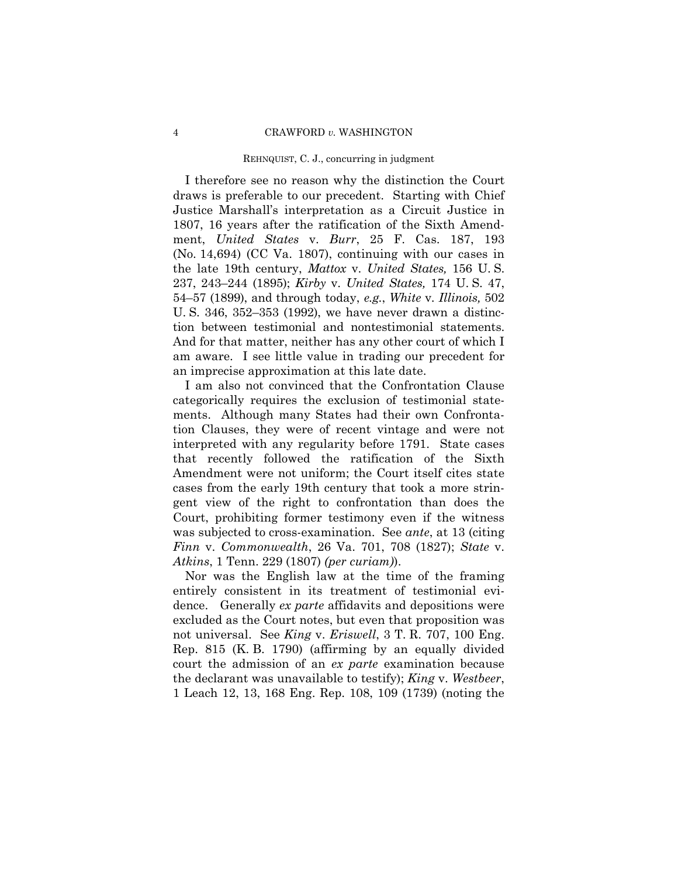I therefore see no reason why the distinction the Court draws is preferable to our precedent. Starting with Chief Justice Marshall's interpretation as a Circuit Justice in 1807, 16 years after the ratification of the Sixth Amendment, *United States* v. *Burr*, 25 F. Cas. 187, 193 (No. 14,694) (CC Va. 1807), continuing with our cases in the late 19th century, *Mattox* v. *United States,* 156 U. S. 237, 243–244 (1895); *Kirby* v. *United States,* 174 U. S. 47, 54–57 (1899), and through today, *e.g.*, *White* v. *Illinois,* 502 U. S. 346, 352–353 (1992), we have never drawn a distinction between testimonial and nontestimonial statements. And for that matter, neither has any other court of which I am aware. I see little value in trading our precedent for an imprecise approximation at this late date.

I am also not convinced that the Confrontation Clause categorically requires the exclusion of testimonial statements. Although many States had their own Confrontation Clauses, they were of recent vintage and were not interpreted with any regularity before 1791. State cases that recently followed the ratification of the Sixth Amendment were not uniform; the Court itself cites state cases from the early 19th century that took a more stringent view of the right to confrontation than does the Court, prohibiting former testimony even if the witness was subjected to cross-examination. See *ante*, at 13 (citing *Finn* v. *Commonwealth*, 26 Va. 701, 708 (1827); *State* v. *Atkins*, 1 Tenn. 229 (1807) *(per curiam)*).

Nor was the English law at the time of the framing entirely consistent in its treatment of testimonial evidence. Generally *ex parte* affidavits and depositions were excluded as the Court notes, but even that proposition was not universal. See *King* v. *Eriswell*, 3 T. R. 707, 100 Eng. Rep. 815 (K. B. 1790) (affirming by an equally divided court the admission of an *ex parte* examination because the declarant was unavailable to testify); *King* v. *Westbeer*, 1 Leach 12, 13, 168 Eng. Rep. 108, 109 (1739) (noting the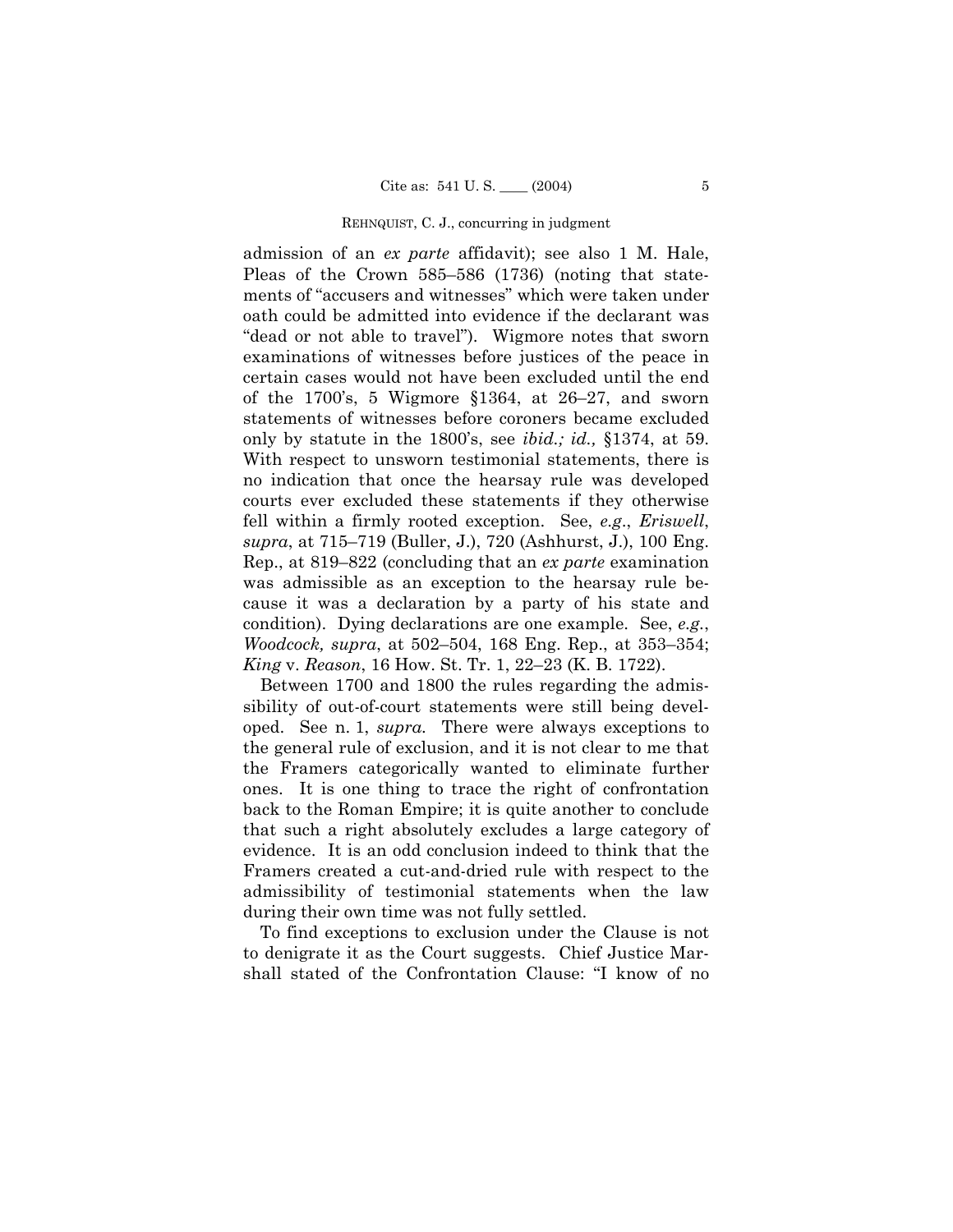admission of an *ex parte* affidavit); see also 1 M. Hale, Pleas of the Crown 585–586 (1736) (noting that statements of "accusers and witnesses" which were taken under oath could be admitted into evidence if the declarant was "dead or not able to travel"). Wigmore notes that sworn examinations of witnesses before justices of the peace in certain cases would not have been excluded until the end of the 1700's, 5 Wigmore §1364, at 26–27, and sworn statements of witnesses before coroners became excluded only by statute in the 1800's, see *ibid.; id.,* §1374, at 59. With respect to unsworn testimonial statements, there is no indication that once the hearsay rule was developed courts ever excluded these statements if they otherwise fell within a firmly rooted exception. See, *e.g.*, *Eriswell*, *supra*, at 715–719 (Buller, J.), 720 (Ashhurst, J.), 100 Eng. Rep., at 819–822 (concluding that an *ex parte* examination was admissible as an exception to the hearsay rule because it was a declaration by a party of his state and condition). Dying declarations are one example. See, *e.g.*, *Woodcock, supra*, at 502–504, 168 Eng. Rep., at 353–354; *King* v. *Reason*, 16 How. St. Tr. 1, 22–23 (K. B. 1722).

Between 1700 and 1800 the rules regarding the admissibility of out-of-court statements were still being developed. See n. 1, *supra.* There were always exceptions to the general rule of exclusion, and it is not clear to me that the Framers categorically wanted to eliminate further ones. It is one thing to trace the right of confrontation back to the Roman Empire; it is quite another to conclude that such a right absolutely excludes a large category of evidence. It is an odd conclusion indeed to think that the Framers created a cut-and-dried rule with respect to the admissibility of testimonial statements when the law during their own time was not fully settled.

To find exceptions to exclusion under the Clause is not to denigrate it as the Court suggests. Chief Justice Marshall stated of the Confrontation Clause: "I know of no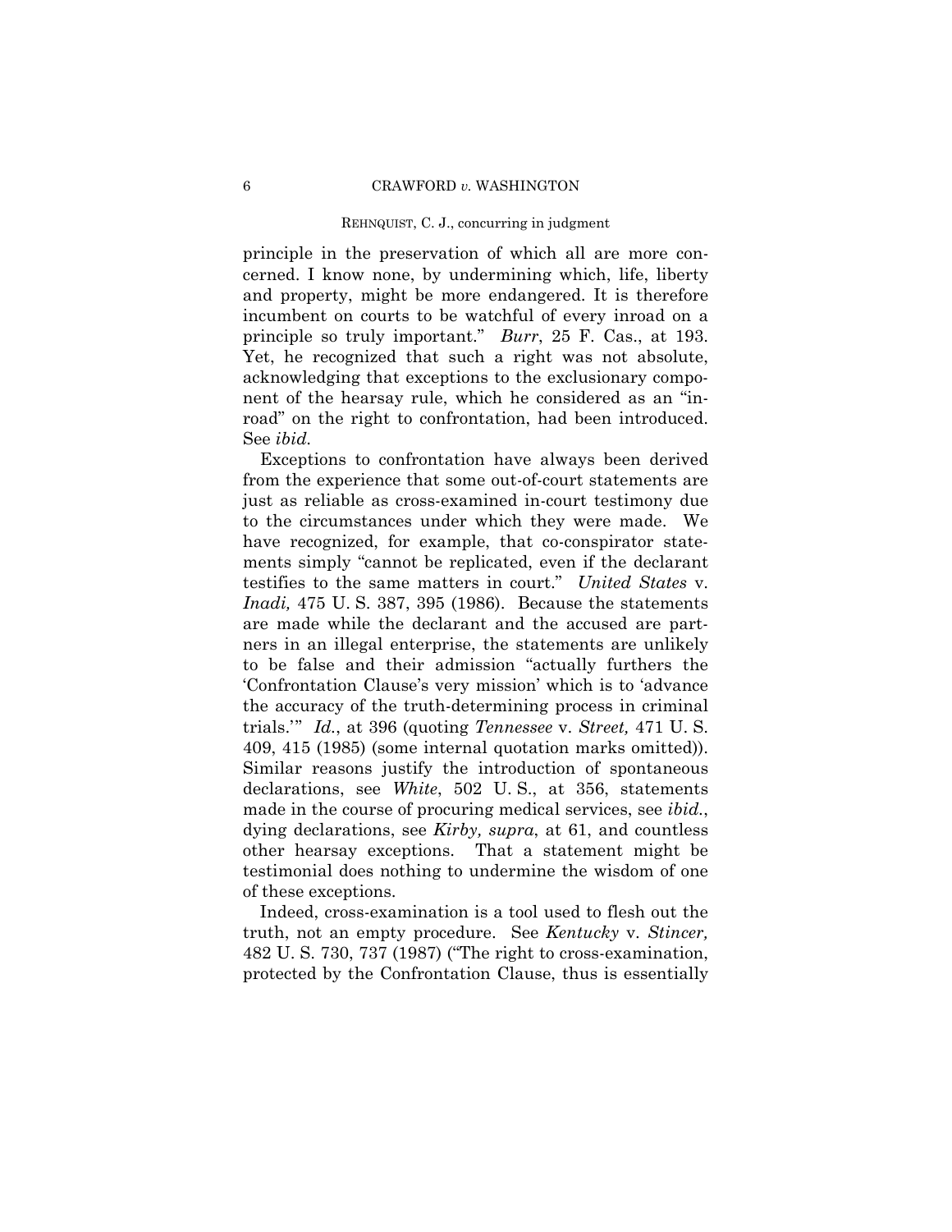principle in the preservation of which all are more concerned. I know none, by undermining which, life, liberty and property, might be more endangered. It is therefore incumbent on courts to be watchful of every inroad on a principle so truly important." *Burr*, 25 F. Cas., at 193. Yet, he recognized that such a right was not absolute, acknowledging that exceptions to the exclusionary component of the hearsay rule, which he considered as an "inroad" on the right to confrontation, had been introduced. See *ibid.*

Exceptions to confrontation have always been derived from the experience that some out-of-court statements are just as reliable as cross-examined in-court testimony due to the circumstances under which they were made. We have recognized, for example, that co-conspirator statements simply "cannot be replicated, even if the declarant testifies to the same matters in court." *United States* v. *Inadi,* 475 U. S. 387, 395 (1986). Because the statements are made while the declarant and the accused are partners in an illegal enterprise, the statements are unlikely to be false and their admission "actually furthers the 'Confrontation Clause's very mission' which is to 'advance the accuracy of the truth-determining process in criminal trials.'" *Id.*, at 396 (quoting *Tennessee* v. *Street,* 471 U. S. 409, 415 (1985) (some internal quotation marks omitted)). Similar reasons justify the introduction of spontaneous declarations, see *White*, 502 U. S., at 356, statements made in the course of procuring medical services, see *ibid.*, dying declarations, see *Kirby, supra*, at 61, and countless other hearsay exceptions. That a statement might be testimonial does nothing to undermine the wisdom of one of these exceptions.

Indeed, cross-examination is a tool used to flesh out the truth, not an empty procedure. See *Kentucky* v. *Stincer,* 482 U. S. 730, 737 (1987) ("The right to cross-examination, protected by the Confrontation Clause, thus is essentially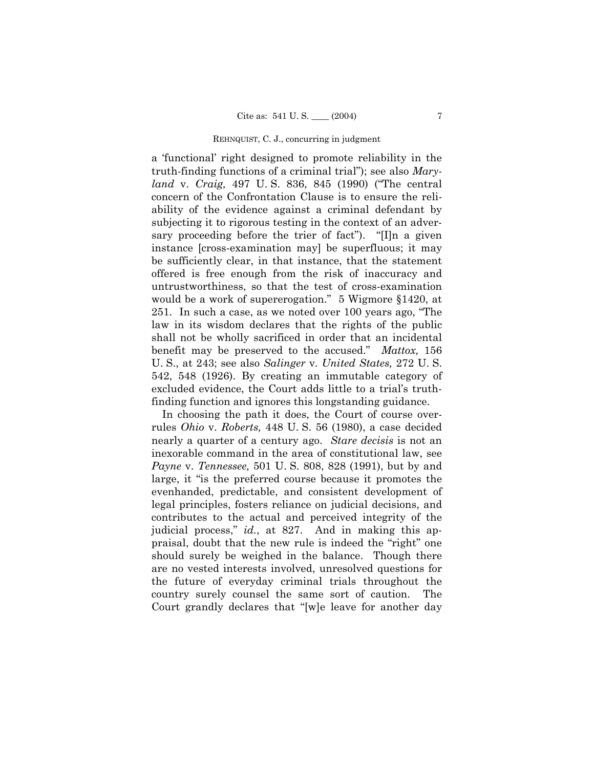a 'functional' right designed to promote reliability in the truth-finding functions of a criminal trial"); see also *Maryland* v. *Craig,* 497 U. S. 836, 845 (1990) ("The central concern of the Confrontation Clause is to ensure the reliability of the evidence against a criminal defendant by subjecting it to rigorous testing in the context of an adversary proceeding before the trier of fact"). "[I]n a given instance [cross-examination may] be superfluous; it may be sufficiently clear, in that instance, that the statement offered is free enough from the risk of inaccuracy and untrustworthiness, so that the test of cross-examination would be a work of supererogation." 5 Wigmore §1420, at 251. In such a case, as we noted over 100 years ago, "The law in its wisdom declares that the rights of the public shall not be wholly sacrificed in order that an incidental benefit may be preserved to the accused." *Mattox,* 156 U. S., at 243; see also *Salinger* v. *United States,* 272 U. S. 542, 548 (1926). By creating an immutable category of excluded evidence, the Court adds little to a trial's truth-finding function and ignores this longstanding guidance.

In choosing the path it does, the Court of course overrules *Ohio* v. *Roberts,* 448 U. S. 56 (1980), a case decided nearly a quarter of a century ago. *Stare decisis* is not an inexorable command in the area of constitutional law, see *Payne* v. *Tennessee,* 501 U. S. 808, 828 (1991), but by and large, it "is the preferred course because it promotes the evenhanded, predictable, and consistent development of legal principles, fosters reliance on judicial decisions, and contributes to the actual and perceived integrity of the judicial process," *id.*, at 827. And in making this appraisal, doubt that the new rule is indeed the "right" one should surely be weighed in the balance. Though there are no vested interests involved, unresolved questions for the future of everyday criminal trials throughout the country surely counsel the same sort of caution. The Court grandly declares that "[w]e leave for another day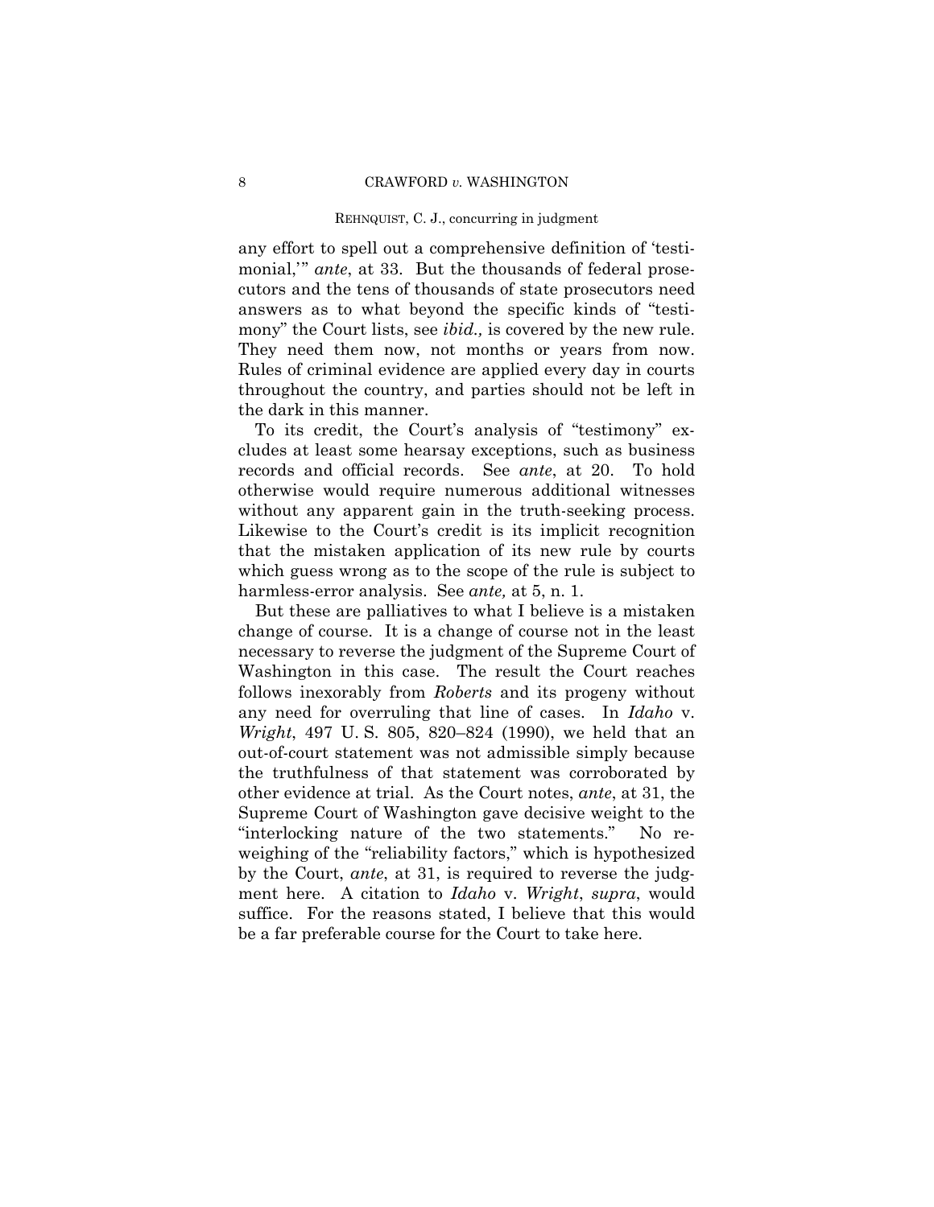any effort to spell out a comprehensive definition of 'testimonial,'" *ante*, at 33. But the thousands of federal prosecutors and the tens of thousands of state prosecutors need answers as to what beyond the specific kinds of "testimony" the Court lists, see *ibid.,* is covered by the new rule. They need them now, not months or years from now. Rules of criminal evidence are applied every day in courts throughout the country, and parties should not be left in the dark in this manner.

To its credit, the Court's analysis of "testimony" excludes at least some hearsay exceptions, such as business records and official records. See *ante*, at 20. To hold otherwise would require numerous additional witnesses without any apparent gain in the truth-seeking process. Likewise to the Court's credit is its implicit recognition that the mistaken application of its new rule by courts which guess wrong as to the scope of the rule is subject to harmless-error analysis. See *ante,* at 5, n. 1.

But these are palliatives to what I believe is a mistaken change of course. It is a change of course not in the least necessary to reverse the judgment of the Supreme Court of Washington in this case. The result the Court reaches follows inexorably from *Roberts* and its progeny without any need for overruling that line of cases. In *Idaho* v. *Wright*, 497 U. S. 805, 820–824 (1990), we held that an out-of-court statement was not admissible simply because the truthfulness of that statement was corroborated by other evidence at trial. As the Court notes, *ante*, at 31, the Supreme Court of Washington gave decisive weight to the "interlocking nature of the two statements." No reweighing of the "reliability factors," which is hypothesized by the Court, *ante*, at 31, is required to reverse the judgment here. A citation to *Idaho* v. *Wright*, *supra*, would suffice. For the reasons stated, I believe that this would be a far preferable course for the Court to take here.